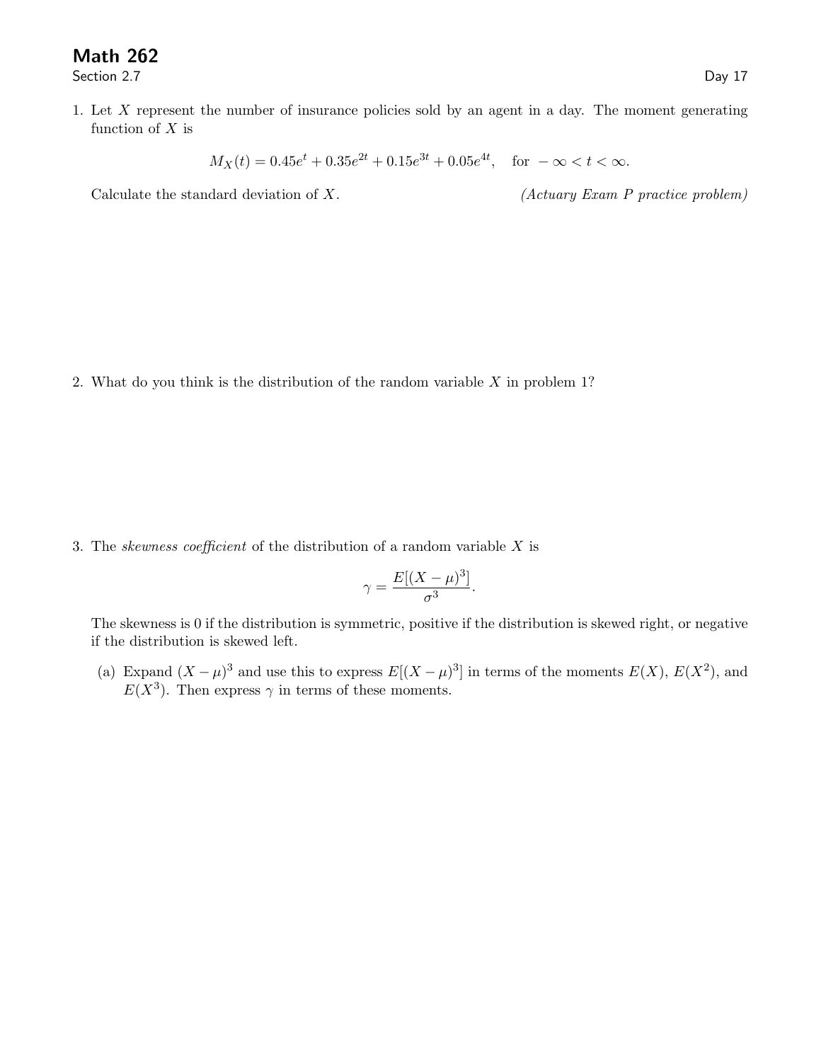# Math 262

Section 2.7

Day 17

1. Let $X$ represent the number of insurance policies sold by an agent in a day. The moment generating function of $X$ is

$$M_X(t) = 0.45e^t + 0.35e^{2t} + 0.15e^{3t} + 0.05e^{4t}, \quad \text{for } -\infty < t < \infty.$$

   Calculate the standard deviation of $X$. *(Actuary Exam P practice problem)*

2. What do you think is the distribution of the random variable $X$ in problem 1?

3. The *skewness coefficient* of the distribution of a random variable $X$ is

$$\gamma = \frac{E[(X-\mu)^3]}{\sigma^3}.$$

   The skewness is 0 if the distribution is symmetric, positive if the distribution is skewed right, or negative if the distribution is skewed left.

   (a) Expand $(X-\mu)^3$ and use this to express $E[(X-\mu)^3]$ in terms of the moments $E(X)$, $E(X^2)$, and $E(X^3)$. Then express $\gamma$ in terms of these moments.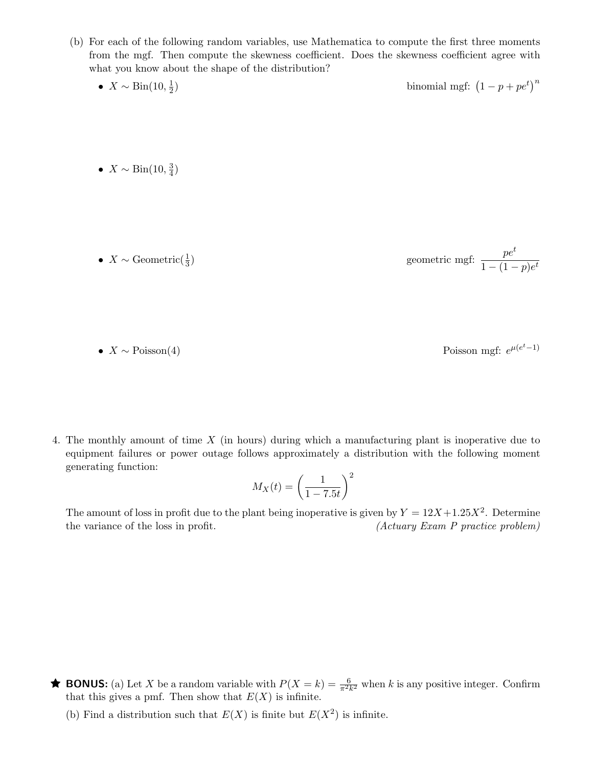(b) For each of the following random variables, use Mathematica to compute the first three moments from the mgf. Then compute the skewness coefficient. Does the skewness coefficient agree with what you know about the shape of the distribution?

- $X \sim \text{Bin}(10, \frac{1}{2})$ binomial mgf: $\left(1 - p + pe^t\right)^n$

- $X \sim \text{Bin}(10, \frac{3}{4})$

- $X \sim \text{Geometric}(\frac{1}{3})$ geometric mgf: $\dfrac{pe^t}{1-(1-p)e^t}$

- $X \sim \text{Poisson}(4)$ Poisson mgf: $e^{\mu(e^t-1)}$

4. The monthly amount of time $X$ (in hours) during which a manufacturing plant is inoperative due to equipment failures or power outage follows approximately a distribution with the following moment generating function:

$$M_X(t) = \left(\frac{1}{1-7.5t}\right)^2$$

The amount of loss in profit due to the plant being inoperative is given by $Y = 12X + 1.25X^2$. Determine the variance of the loss in profit. *(Actuary Exam P practice problem)*

★ **BONUS:** (a) Let $X$ be a random variable with $P(X = k) = \frac{6}{\pi^2 k^2}$ when $k$ is any positive integer. Confirm that this gives a pmf. Then show that $E(X)$ is infinite.

(b) Find a distribution such that $E(X)$ is finite but $E(X^2)$ is infinite.